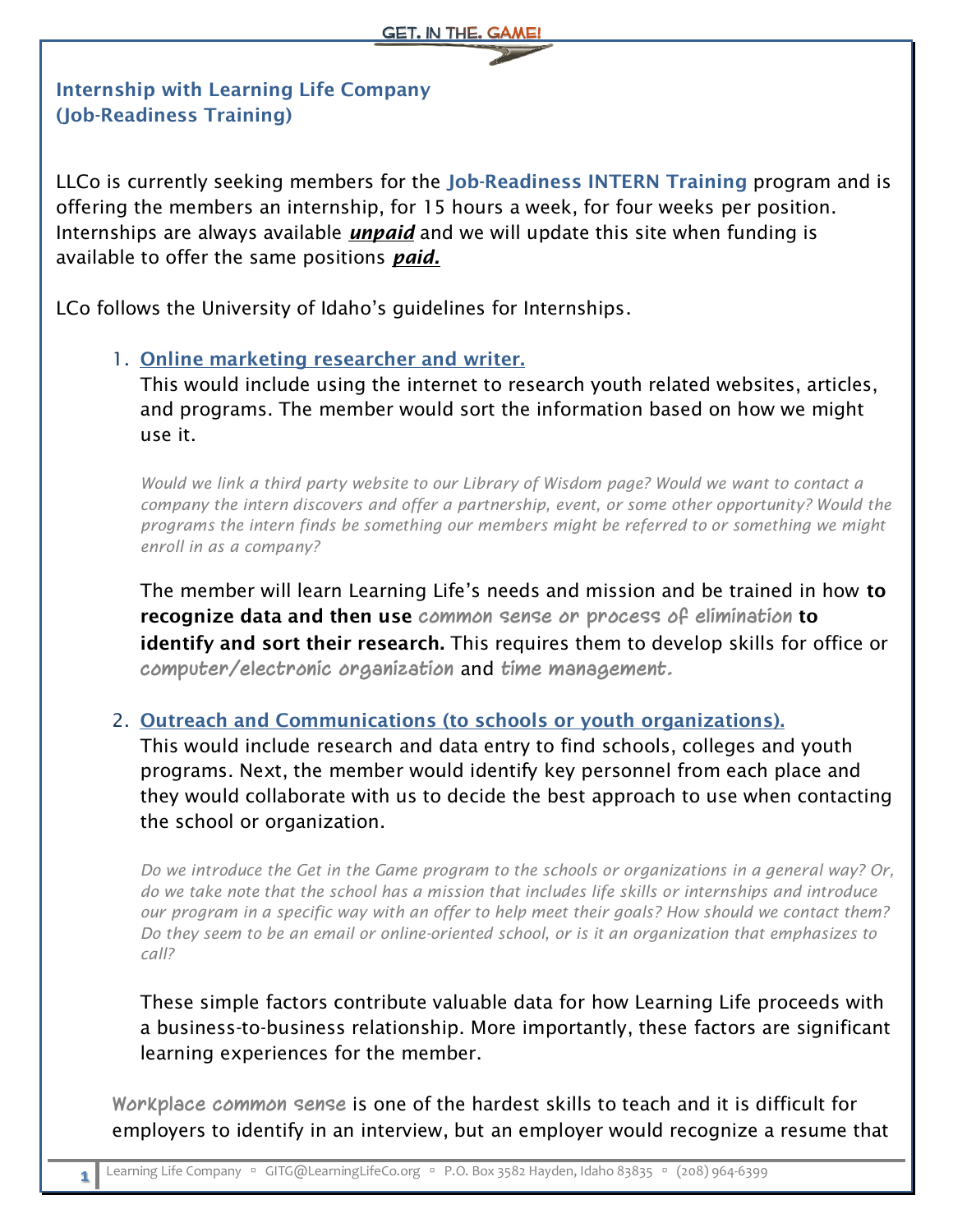## Internship with Learning Life Company (Job-Readiness Training)

LLCo is currently seeking members for the **Job-Readiness INTERN Training** program and is offering the members an internship, for 15 hours a week, for four weeks per position. Internships are always available ***unpaid*** and we will update this site when funding is available to offer the same positions ***paid.***

LCo follows the University of Idaho's guidelines for Internships.

1. **Online marketing researcher and writer.**
   This would include using the internet to research youth related websites, articles, and programs. The member would sort the information based on how we might use it.

   *Would we link a third party website to our Library of Wisdom page? Would we want to contact a company the intern discovers and offer a partnership, event, or some other opportunity? Would the programs the intern finds be something our members might be referred to or something we might enroll in as a company?*

   The member will learn Learning Life's needs and mission and be trained in how **to recognize data and then use** common sense or process of elimination **to identify and sort their research.** This requires them to develop skills for office or computer/electronic organization and time management.

2. **Outreach and Communications (to schools or youth organizations).**
   This would include research and data entry to find schools, colleges and youth programs. Next, the member would identify key personnel from each place and they would collaborate with us to decide the best approach to use when contacting the school or organization.

   *Do we introduce the Get in the Game program to the schools or organizations in a general way? Or, do we take note that the school has a mission that includes life skills or internships and introduce our program in a specific way with an offer to help meet their goals? How should we contact them? Do they seem to be an email or online-oriented school, or is it an organization that emphasizes to call?*

   These simple factors contribute valuable data for how Learning Life proceeds with a business-to-business relationship. More importantly, these factors are significant learning experiences for the member.

Workplace common sense is one of the hardest skills to teach and it is difficult for employers to identify in an interview, but an employer would recognize a resume that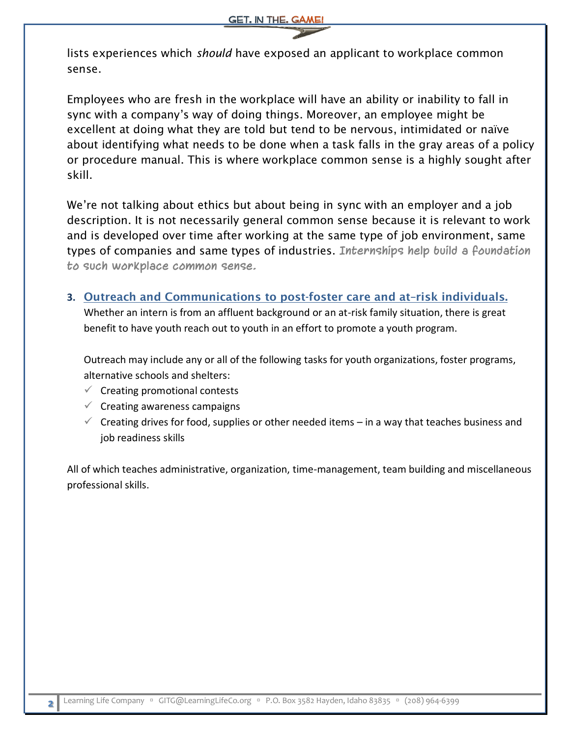lists experiences which *should* have exposed an applicant to workplace common sense.

Employees who are fresh in the workplace will have an ability or inability to fall in sync with a company's way of doing things. Moreover, an employee might be excellent at doing what they are told but tend to be nervous, intimidated or naïve about identifying what needs to be done when a task falls in the gray areas of a policy or procedure manual. This is where workplace common sense is a highly sought after skill.

We're not talking about ethics but about being in sync with an employer and a job description. It is not necessarily general common sense because it is relevant to work and is developed over time after working at the same type of job environment, same types of companies and same types of industries. **Internships help build a foundation to such workplace common sense.**

### 3. Outreach and Communications to post-foster care and at-risk individuals.

Whether an intern is from an affluent background or an at-risk family situation, there is great benefit to have youth reach out to youth in an effort to promote a youth program.

Outreach may include any or all of the following tasks for youth organizations, foster programs, alternative schools and shelters:

- ✓ Creating promotional contests
- ✓ Creating awareness campaigns
- ✓ Creating drives for food, supplies or other needed items – in a way that teaches business and job readiness skills

All of which teaches administrative, organization, time-management, team building and miscellaneous professional skills.